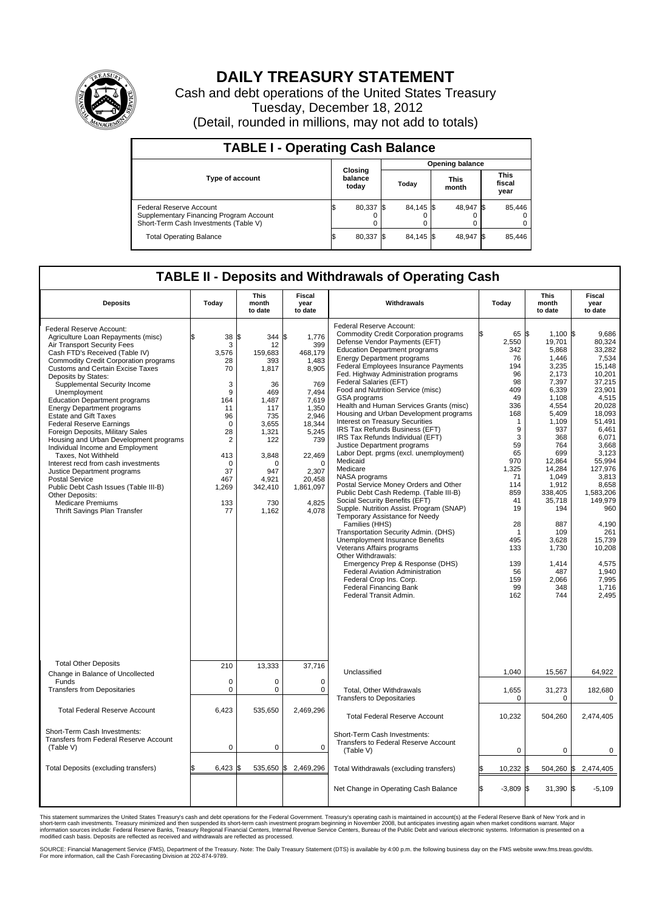# DAILY TREASURY STATEMENT

Cash and debt operations of the United States Treasury

Tuesday, December 18, 2012

(Detail, rounded in millions, may not add to totals)

## TABLE I - Operating Cash Balance

| Type of account | Closing balance today | Opening balance Today | Opening balance This month | Opening balance This fiscal year |
|---|---|---|---|---|
| Federal Reserve Account | $ 80,337 | $ 84,145 | $ 48,947 | $ 85,446 |
| Supplementary Financing Program Account | 0 | 0 | 0 | 0 |
| Short-Term Cash Investments (Table V) | 0 | 0 | 0 | 0 |
| Total Operating Balance | $ 80,337 | $ 84,145 | $ 48,947 | $ 85,446 |

## TABLE II - Deposits and Withdrawals of Operating Cash

| Deposits | Today | This month to date | Fiscal year to date | Withdrawals | Today | This month to date | Fiscal year to date |
|---|---|---|---|---|---|---|---|
| Federal Reserve Account: | | | | Federal Reserve Account: | | | |
| Agriculture Loan Repayments (misc) | $ 38 | $ 344 | $ 1,776 | Commodity Credit Corporation programs | $ 65 | $ 1,100 | $ 9,686 |
| Air Transport Security Fees | 3 | 12 | 399 | Defense Vendor Payments (EFT) | 2,550 | 19,701 | 80,324 |
| Cash FTD's Received (Table IV) | 3,576 | 159,683 | 468,179 | Education Department programs | 342 | 5,868 | 33,282 |
| Commodity Credit Corporation programs | 28 | 393 | 1,483 | Energy Department programs | 76 | 1,446 | 7,534 |
| Customs and Certain Excise Taxes | 70 | 1,817 | 8,905 | Federal Employees Insurance Payments | 194 | 3,235 | 15,148 |
| Deposits by States: | | | | Fed. Highway Administration programs | 96 | 2,173 | 10,201 |
| Supplemental Security Income | 3 | 36 | 769 | Federal Salaries (EFT) | 98 | 7,397 | 37,215 |
| Unemployment | 9 | 469 | 7,494 | Food and Nutrition Service (misc) | 409 | 6,339 | 23,901 |
| Education Department programs | 164 | 1,487 | 7,619 | GSA programs | 49 | 1,108 | 4,515 |
| Energy Department programs | 11 | 117 | 1,350 | Health and Human Services Grants (misc) | 336 | 4,554 | 20,028 |
| Estate and Gift Taxes | 96 | 735 | 2,946 | Housing and Urban Development programs | 168 | 5,409 | 18,093 |
| Federal Reserve Earnings | 0 | 3,655 | 18,344 | Interest on Treasury Securities | 1 | 1,109 | 51,491 |
| Foreign Deposits, Military Sales | 28 | 1,321 | 5,245 | IRS Tax Refunds Business (EFT) | 9 | 937 | 6,461 |
| Housing and Urban Development programs | 2 | 122 | 739 | IRS Tax Refunds Individual (EFT) | 3 | 368 | 6,071 |
| Individual Income and Employment | | | | Justice Department programs | 59 | 764 | 3,668 |
| Taxes, Not Withheld | 413 | 3,848 | 22,469 | Labor Dept. prgms (excl. unemployment) | 65 | 699 | 3,123 |
| Interest recd from cash investments | 0 | 0 | 0 | Medicaid | 970 | 12,864 | 55,994 |
| Justice Department programs | 37 | 947 | 2,307 | Medicare | 1,325 | 14,284 | 127,976 |
| Postal Service | 467 | 4,921 | 20,458 | NASA programs | 71 | 1,049 | 3,813 |
| Public Debt Cash Issues (Table III-B) | 1,269 | 342,410 | 1,861,097 | Postal Service Money Orders and Other | 114 | 1,912 | 8,658 |
| Other Deposits: | | | | Public Debt Cash Redemp. (Table III-B) | 859 | 338,405 | 1,583,206 |
| Medicare Premiums | 133 | 730 | 4,825 | Social Security Benefits (EFT) | 41 | 35,718 | 149,979 |
| Thrift Savings Plan Transfer | 77 | 1,162 | 4,078 | Supple. Nutrition Assist. Program (SNAP) | 19 | 194 | 960 |
| | | | | Temporary Assistance for Needy Families (HHS) | 28 | 887 | 4,190 |
| | | | | Transportation Security Admin. (DHS) | 1 | 109 | 261 |
| | | | | Unemployment Insurance Benefits | 495 | 3,628 | 15,739 |
| | | | | Veterans Affairs programs | 133 | 1,730 | 10,208 |
| | | | | Other Withdrawals: | | | |
| | | | | Emergency Prep & Response (DHS) | 139 | 1,414 | 4,575 |
| | | | | Federal Aviation Administration | 56 | 487 | 1,940 |
| | | | | Federal Crop Ins. Corp. | 159 | 2,066 | 7,995 |
| | | | | Federal Financing Bank | 99 | 348 | 1,716 |
| | | | | Federal Transit Admin. | 162 | 744 | 2,495 |
| Total Other Deposits | 210 | 13,333 | 37,716 | Unclassified | 1,040 | 15,567 | 64,922 |
| Change in Balance of Uncollected Funds | 0 | 0 | 0 | | | | |
| Transfers from Depositaries | 0 | 0 | 0 | Total, Other Withdrawals | 1,655 | 31,273 | 182,680 |
| | | | | Transfers to Depositaries | 0 | 0 | 0 |
| Total Federal Reserve Account | 6,423 | 535,650 | 2,469,296 | Total Federal Reserve Account | 10,232 | 504,260 | 2,474,405 |
| Short-Term Cash Investments: Transfers from Federal Reserve Account (Table V) | 0 | 0 | 0 | Short-Term Cash Investments: Transfers to Federal Reserve Account (Table V) | 0 | 0 | 0 |
| Total Deposits (excluding transfers) | $ 6,423 | $ 535,650 | $ 2,469,296 | Total Withdrawals (excluding transfers) | $ 10,232 | $ 504,260 | $ 2,474,405 |
| | | | | Net Change in Operating Cash Balance | $ -3,809 | $ 31,390 | $ -5,109 |

This statement summarizes the United States Treasury's cash and debt operations for the Federal Government. Treasury's operating cash is maintained in account(s) at the Federal Reserve Bank of New York and in short-term cash investments. Treasury minimized and then suspended its short-term cash investment program beginning in November 2008, but anticipates investing again when market conditions warrant. Major information sources include: Federal Reserve Banks, Treasury Regional Financial Centers, Internal Revenue Service Centers, Bureau of the Public Debt and various electronic systems. Information is presented on a modified cash basis. Deposits are reflected as received and withdrawals are reflected as processed.

SOURCE: Financial Management Service (FMS), Department of the Treasury. Note: The Daily Treasury Statement (DTS) is available by 4:00 p.m. the following business day on the FMS website www.fms.treas.gov/dts. For more information, call the Cash Forecasting Division at 202-874-9789.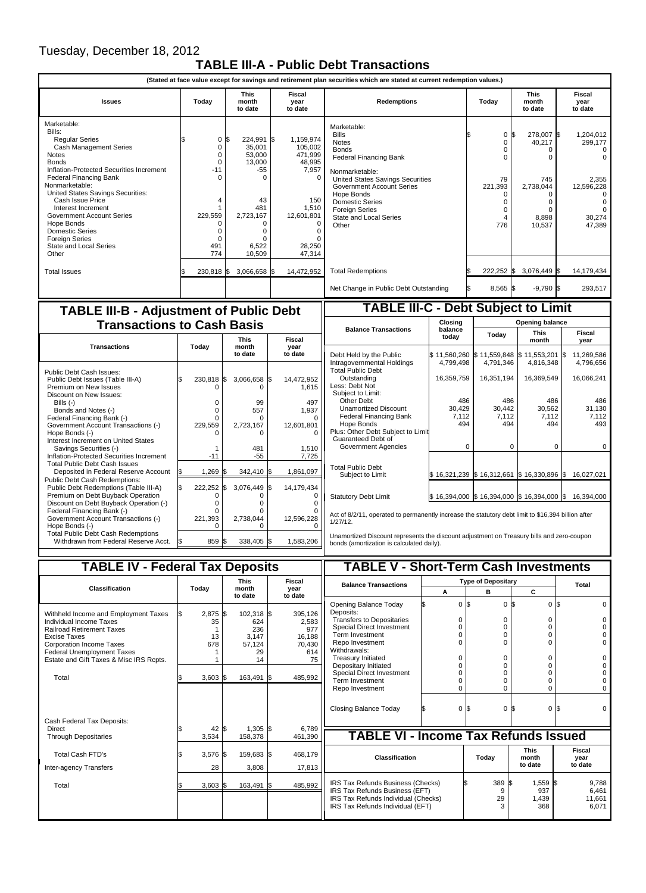Tuesday, December 18, 2012

# TABLE III-A - Public Debt Transactions

(Stated at face value except for savings and retirement plan securities which are stated at current redemption values.)

| Issues | Today | This month to date | Fiscal year to date | Redemptions | Today | This month to date | Fiscal year to date |
|---|---|---|---|---|---|---|---|
| Marketable: | | | | Marketable: | | | |
| Bills: | | | | Bills | $ 0 | $ 278,007 | $ 1,204,012 |
| Regular Series | $ 0 | $ 224,991 | $ 1,159,974 | Notes | 0 | 40,217 | 299,177 |
| Cash Management Series | 0 | 35,001 | 105,002 | Bonds | 0 | 0 | 0 |
| Notes | 0 | 53,000 | 471,999 | Federal Financing Bank | 0 | 0 | 0 |
| Bonds | 0 | 13,000 | 48,995 | | | | |
| Inflation-Protected Securities Increment | -11 | -55 | 7,957 | Nonmarketable: | | | |
| Federal Financing Bank | 0 | 0 | 0 | United States Savings Securities | 79 | 745 | 2,355 |
| Nonmarketable: | | | | Government Account Series | 221,393 | 2,738,044 | 12,596,228 |
| United States Savings Securities: | | | | Hope Bonds | 0 | 0 | 0 |
| Cash Issue Price | 4 | 43 | 150 | Domestic Series | 0 | 0 | 0 |
| Interest Increment | 1 | 481 | 1,510 | Foreign Series | 0 | 0 | 0 |
| Government Account Series | 229,559 | 2,723,167 | 12,601,801 | State and Local Series | 4 | 8,898 | 30,274 |
| Hope Bonds | 0 | 0 | 0 | Other | 776 | 10,537 | 47,389 |
| Domestic Series | 0 | 0 | 0 | | | | |
| Foreign Series | 0 | 0 | 0 | | | | |
| State and Local Series | 491 | 6,522 | 28,250 | | | | |
| Other | 774 | 10,509 | 47,314 | | | | |
| Total Issues | $ 230,818 | $ 3,066,658 | $ 14,472,952 | Total Redemptions | $ 222,252 | $ 3,076,449 | $ 14,179,434 |
| | | | | Net Change in Public Debt Outstanding | $ 8,565 | $ -9,790 | $ 293,517 |

# TABLE III-B - Adjustment of Public Debt Transactions to Cash Basis

| Transactions | Today | This month to date | Fiscal year to date |
|---|---|---|---|
| Public Debt Cash Issues: | | | |
| Public Debt Issues (Table III-A) | $ 230,818 | $ 3,066,658 | $ 14,472,952 |
| Premium on New Issues | 0 | 0 | 1,615 |
| Discount on New Issues: | | | |
| Bills (-) | 0 | 99 | 497 |
| Bonds and Notes (-) | 0 | 557 | 1,937 |
| Federal Financing Bank (-) | 0 | 0 | 0 |
| Government Account Transactions (-) | 229,559 | 2,723,167 | 12,601,801 |
| Hope Bonds (-) | 0 | 0 | 0 |
| Interest Increment on United States Savings Securities (-) | 1 | 481 | 1,510 |
| Inflation-Protected Securities Increment | -11 | -55 | 7,725 |
| Total Public Debt Cash Issues Deposited in Federal Reserve Account | $ 1,269 | $ 342,410 | $ 1,861,097 |
| Public Debt Cash Redemptions: | | | |
| Public Debt Redemptions (Table III-A) | $ 222,252 | $ 3,076,449 | $ 14,179,434 |
| Premium on Debt Buyback Operation | 0 | 0 | 0 |
| Discount on Debt Buyback Operation (-) | 0 | 0 | 0 |
| Federal Financing Bank (-) | 0 | 0 | 0 |
| Government Account Transactions (-) | 221,393 | 2,738,044 | 12,596,228 |
| Hope Bonds (-) | 0 | 0 | 0 |
| Total Public Debt Cash Redemptions Withdrawn from Federal Reserve Acct. | $ 859 | $ 338,405 | $ 1,583,206 |

# TABLE III-C - Debt Subject to Limit

| Balance Transactions | Closing balance today | Opening balance Today | Opening balance This month | Opening balance Fiscal year |
|---|---|---|---|---|
| Debt Held by the Public | $ 11,560,260 | $ 11,559,848 | $ 11,553,201 | $ 11,269,586 |
| Intragovernmental Holdings | 4,799,498 | 4,791,346 | 4,816,348 | 4,796,656 |
| Total Public Debt Outstanding | 16,359,759 | 16,351,194 | 16,369,549 | 16,066,241 |
| Less: Debt Not Subject to Limit: | | | | |
| Other Debt | 486 | 486 | 486 | 486 |
| Unamortized Discount | 30,429 | 30,442 | 30,562 | 31,130 |
| Federal Financing Bank | 7,112 | 7,112 | 7,112 | 7,112 |
| Hope Bonds | 494 | 494 | 494 | 493 |
| Plus: Other Debt Subject to Limit | | | | |
| Guaranteed Debt of Government Agencies | 0 | 0 | 0 | 0 |
| Total Public Debt Subject to Limit | $ 16,321,239 | $ 16,312,661 | $ 16,330,896 | $ 16,027,021 |
| Statutory Debt Limit | $ 16,394,000 | $ 16,394,000 | $ 16,394,000 | $ 16,394,000 |

Act of 8/2/11, operated to permanently increase the statutory debt limit to $16,394 billion after 1/27/12.

Unamortized Discount represents the discount adjustment on Treasury bills and zero-coupon bonds (amortization is calculated daily).

# TABLE IV - Federal Tax Deposits

| Classification | Today | This month to date | Fiscal year to date |
|---|---|---|---|
| Withheld Income and Employment Taxes | $ 2,875 | $ 102,318 | $ 395,126 |
| Individual Income Taxes | 35 | 624 | 2,583 |
| Railroad Retirement Taxes | 1 | 236 | 977 |
| Excise Taxes | 13 | 3,147 | 16,188 |
| Corporation Income Taxes | 678 | 57,124 | 70,430 |
| Federal Unemployment Taxes | 1 | 29 | 614 |
| Estate and Gift Taxes & Misc IRS Rcpts. | 1 | 14 | 75 |
| Total | $ 3,603 | $ 163,491 | $ 485,992 |
| Cash Federal Tax Deposits: | | | |
| Direct | $ 42 | $ 1,305 | $ 6,789 |
| Through Depositaries | 3,534 | 158,378 | 461,390 |
| Total Cash FTD's | $ 3,576 | $ 159,683 | $ 468,179 |
| Inter-agency Transfers | 28 | 3,808 | 17,813 |
| Total | $ 3,603 | $ 163,491 | $ 485,992 |

# TABLE V - Short-Term Cash Investments

| Balance Transactions | Type of Depositary A | Type of Depositary B | Type of Depositary C | Total |
|---|---|---|---|---|
| Opening Balance Today | $ 0 | $ 0 | $ 0 | $ 0 |
| Deposits: | | | | |
| Transfers to Depositaries | 0 | 0 | 0 | 0 |
| Special Direct Investment | 0 | 0 | 0 | 0 |
| Term Investment | 0 | 0 | 0 | 0 |
| Repo Investment | 0 | 0 | 0 | 0 |
| Withdrawals: | | | | |
| Treasury Initiated | 0 | 0 | 0 | 0 |
| Depositary Initiated | 0 | 0 | 0 | 0 |
| Special Direct Investment | 0 | 0 | 0 | 0 |
| Term Investment | 0 | 0 | 0 | 0 |
| Repo Investment | 0 | 0 | 0 | 0 |
| Closing Balance Today | $ 0 | $ 0 | $ 0 | $ 0 |

# TABLE VI - Income Tax Refunds Issued

| Classification | Today | This month to date | Fiscal year to date |
|---|---|---|---|
| IRS Tax Refunds Business (Checks) | $ 389 | $ 1,559 | $ 9,788 |
| IRS Tax Refunds Business (EFT) | 9 | 937 | 6,461 |
| IRS Tax Refunds Individual (Checks) | 29 | 1,439 | 11,661 |
| IRS Tax Refunds Individual (EFT) | 3 | 368 | 6,071 |